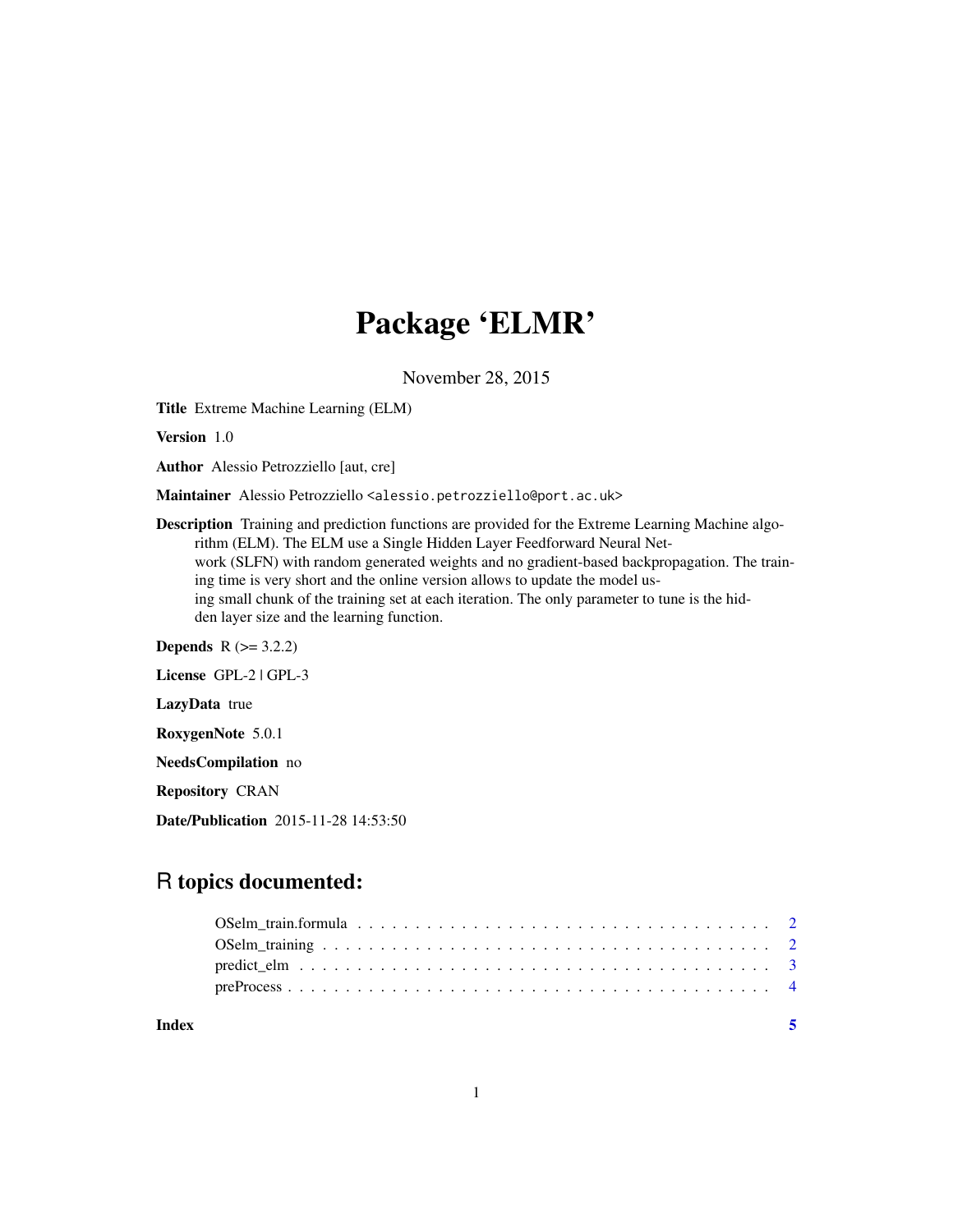# Package 'ELMR'

November 28, 2015

**Title** Extreme Machine Learning (ELM)

**Version** 1.0

**Author** Alessio Petrozziello [aut, cre]

**Maintainer** Alessio Petrozziello <alessio.petrozziello@port.ac.uk>

**Description** Training and prediction functions are provided for the Extreme Learning Machine algorithm (ELM). The ELM use a Single Hidden Layer Feedforward Neural Network (SLFN) with random generated weights and no gradient-based backpropagation. The training time is very short and the online version allows to update the model using small chunk of the training set at each iteration. The only parameter to tune is the hidden layer size and the learning function.

**Depends** R (>= 3.2.2)

**License** GPL-2 | GPL-3

**LazyData** true

**RoxygenNote** 5.0.1

**NeedsCompilation** no

**Repository** CRAN

**Date/Publication** 2015-11-28 14:53:50

## R topics documented:

- OSelm_train.formula . . . . . . . . . . . . . . . . . . . . . . . . . . . . . . . . . . . 2
- OSelm_training . . . . . . . . . . . . . . . . . . . . . . . . . . . . . . . . . . . . . . 2
- predict_elm . . . . . . . . . . . . . . . . . . . . . . . . . . . . . . . . . . . . . . . . 3
- preProcess . . . . . . . . . . . . . . . . . . . . . . . . . . . . . . . . . . . . . . . . . 4

**Index** 5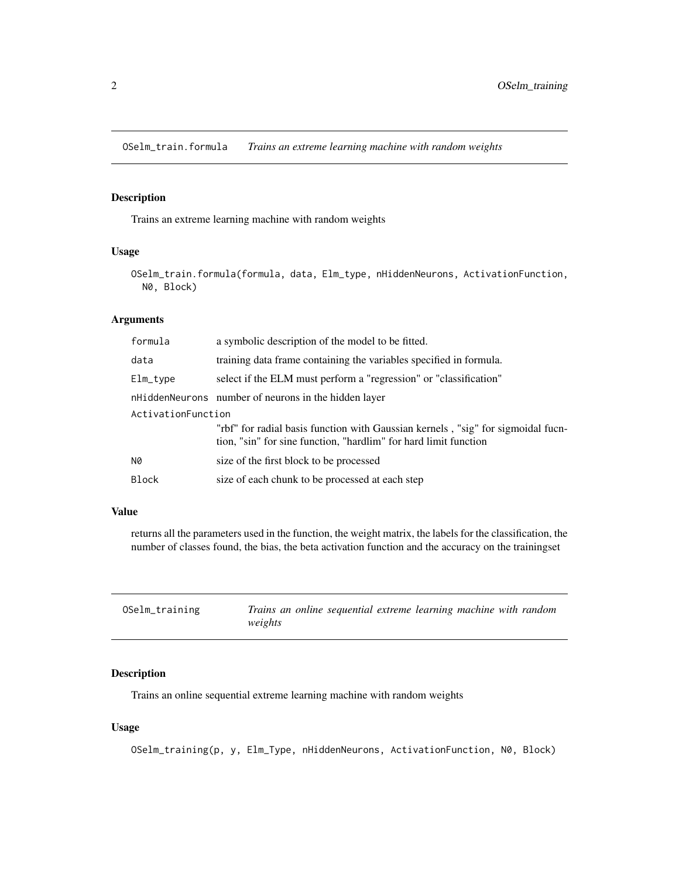## OSelm_train.formula *Trains an extreme learning machine with random weights*

### Description

Trains an extreme learning machine with random weights

### Usage

```
OSelm_train.formula(formula, data, Elm_type, nHiddenNeurons, ActivationFunction,
  N0, Block)
```

### Arguments

| | |
|---|---|
| formula | a symbolic description of the model to be fitted. |
| data | training data frame containing the variables specified in formula. |
| Elm_type | select if the ELM must perform a "regression" or "classification" |
| nHiddenNeurons | number of neurons in the hidden layer |
| ActivationFunction | "rbf" for radial basis function with Gaussian kernels , "sig" for sigmoidal fucntion, "sin" for sine function, "hardlim" for hard limit function |
| N0 | size of the first block to be processed |
| Block | size of each chunk to be processed at each step |

### Value

returns all the parameters used in the function, the weight matrix, the labels for the classification, the number of classes found, the bias, the beta activation function and the accuracy on the trainingset

## OSelm_training *Trains an online sequential extreme learning machine with random weights*

### Description

Trains an online sequential extreme learning machine with random weights

### Usage

```
OSelm_training(p, y, Elm_Type, nHiddenNeurons, ActivationFunction, N0, Block)
```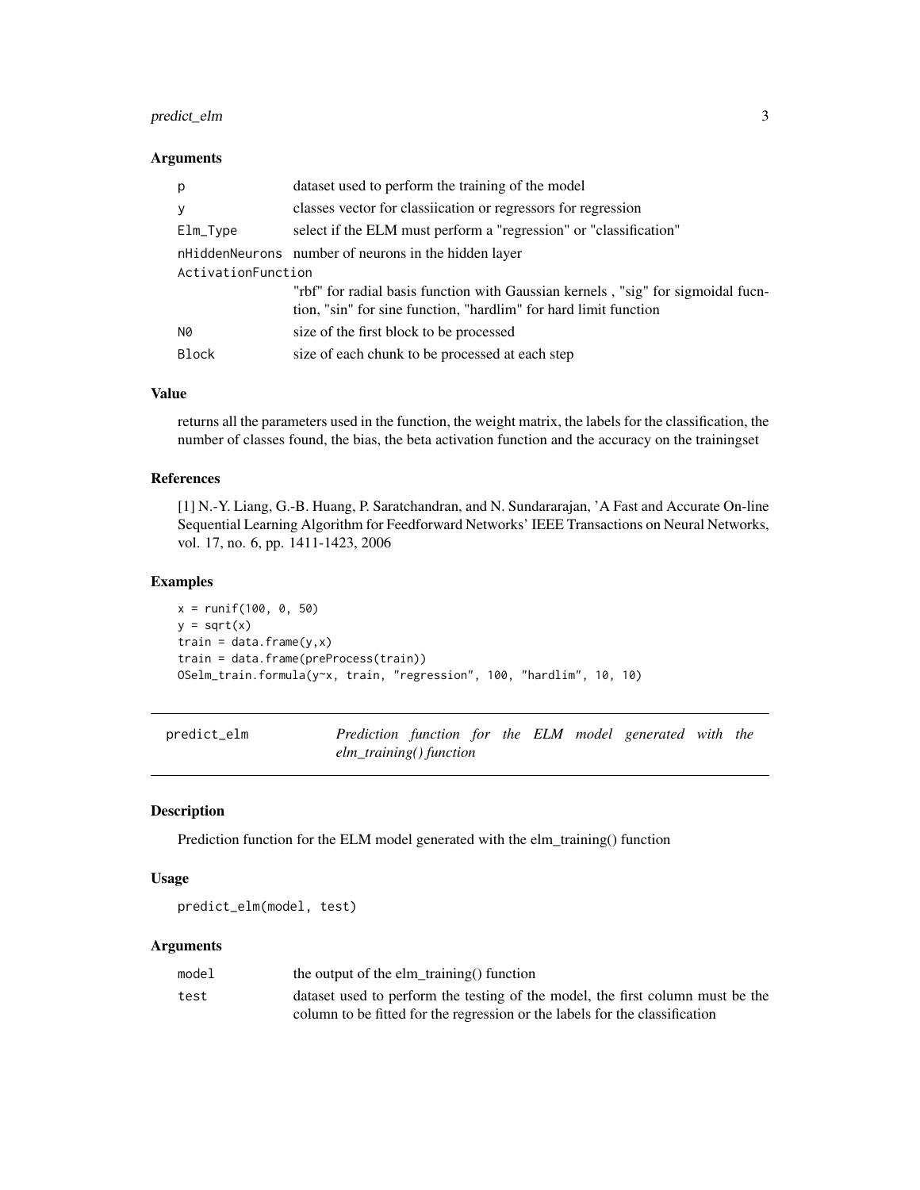### Arguments

| | |
|---|---|
| p | dataset used to perform the training of the model |
| y | classes vector for classiication or regressors for regression |
| Elm_Type | select if the ELM must perform a "regression" or "classification" |
| nHiddenNeurons | number of neurons in the hidden layer |
| ActivationFunction | "rbf" for radial basis function with Gaussian kernels , "sig" for sigmoidal fucntion, "sin" for sine function, "hardlim" for hard limit function |
| N0 | size of the first block to be processed |
| Block | size of each chunk to be processed at each step |

### Value

returns all the parameters used in the function, the weight matrix, the labels for the classification, the number of classes found, the bias, the beta activation function and the accuracy on the trainingset

### References

[1] N.-Y. Liang, G.-B. Huang, P. Saratchandran, and N. Sundararajan, 'A Fast and Accurate On-line Sequential Learning Algorithm for Feedforward Networks' IEEE Transactions on Neural Networks, vol. 17, no. 6, pp. 1411-1423, 2006

### Examples

```
x = runif(100, 0, 50)
y = sqrt(x)
train = data.frame(y,x)
train = data.frame(preProcess(train))
OSelm_train.formula(y~x, train, "regression", 100, "hardlim", 10, 10)
```

---

## predict_elm — *Prediction function for the ELM model generated with the elm_training() function*

---

### Description

Prediction function for the ELM model generated with the elm_training() function

### Usage

```
predict_elm(model, test)
```

### Arguments

| | |
|---|---|
| model | the output of the elm_training() function |
| test | dataset used to perform the testing of the model, the first column must be the column to be fitted for the regression or the labels for the classification |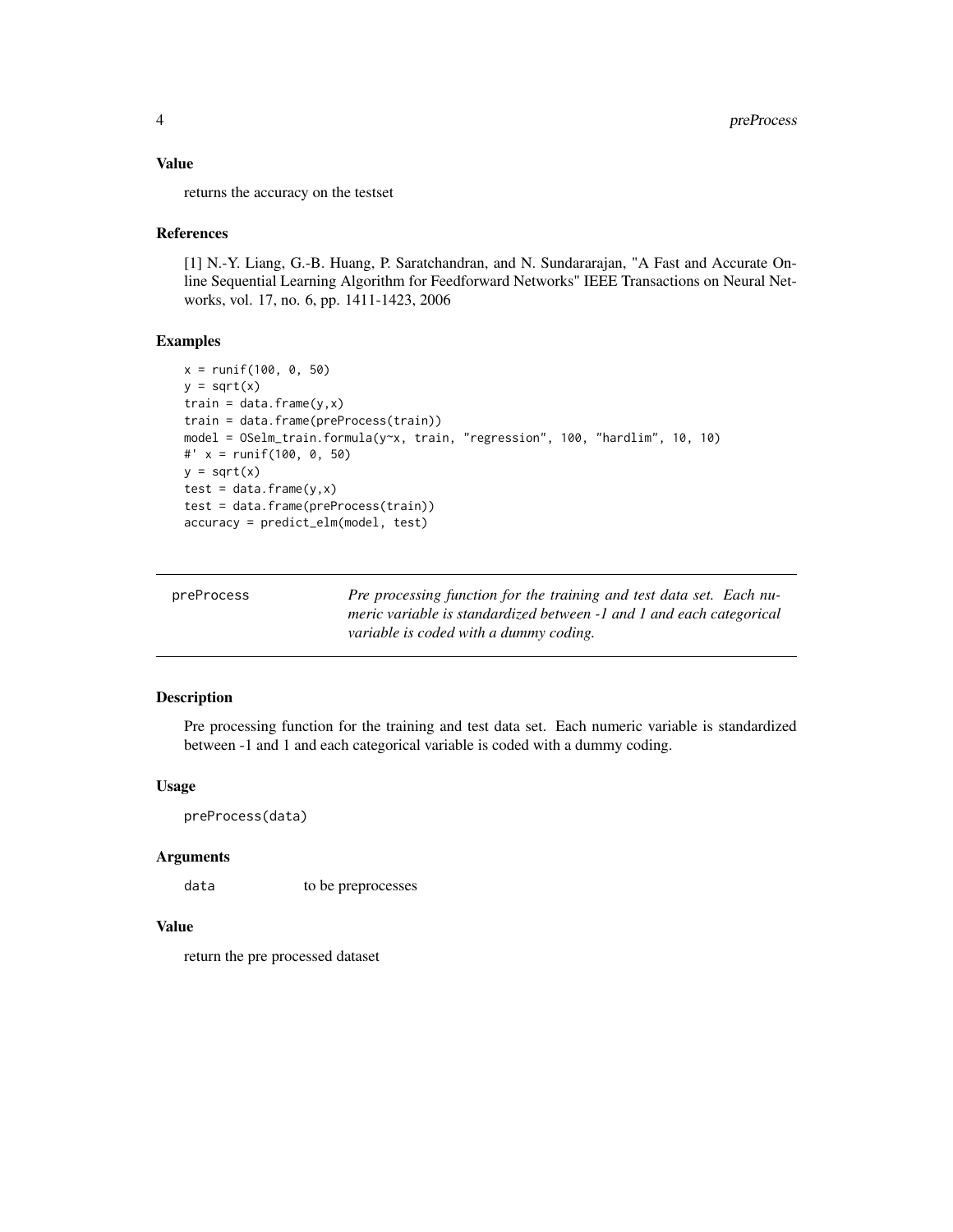### Value

returns the accuracy on the testset

### References

[1] N.-Y. Liang, G.-B. Huang, P. Saratchandran, and N. Sundararajan, "A Fast and Accurate Online Sequential Learning Algorithm for Feedforward Networks" IEEE Transactions on Neural Networks, vol. 17, no. 6, pp. 1411-1423, 2006

### Examples

```
x = runif(100, 0, 50)
y = sqrt(x)
train = data.frame(y,x)
train = data.frame(preProcess(train))
model = OSelm_train.formula(y~x, train, "regression", 100, "hardlim", 10, 10)
#' x = runif(100, 0, 50)
y = sqrt(x)
test = data.frame(y,x)
test = data.frame(preProcess(train))
accuracy = predict_elm(model, test)
```

---

## preProcess — *Pre processing function for the training and test data set. Each numeric variable is standardized between -1 and 1 and each categorical variable is coded with a dummy coding.*

---

### Description

Pre processing function for the training and test data set. Each numeric variable is standardized between -1 and 1 and each categorical variable is coded with a dummy coding.

### Usage

```
preProcess(data)
```

### Arguments

| | |
|---|---|
| `data` | to be preprocesses |

### Value

return the pre processed dataset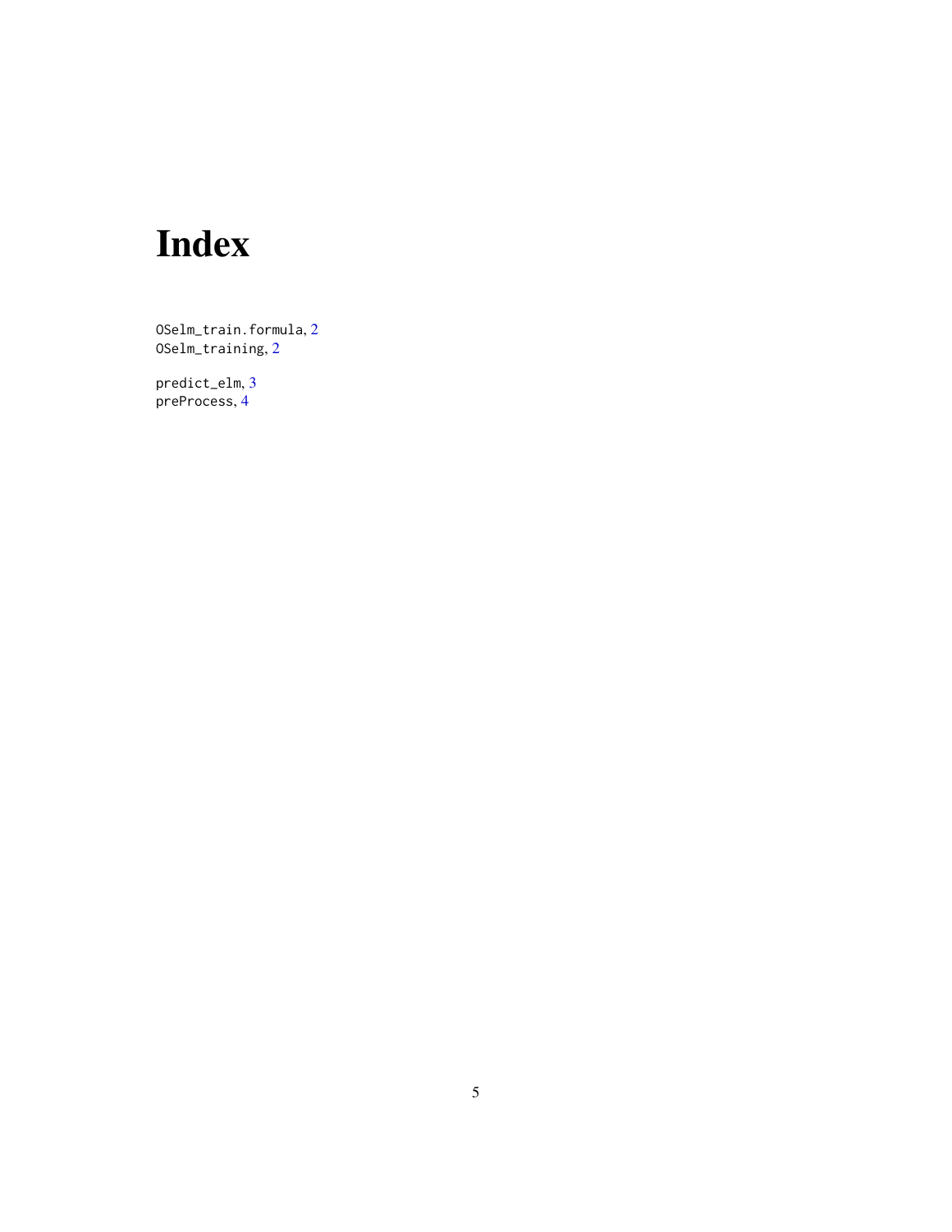# Index

OSelm_train.formula, 2
OSelm_training, 2

predict_elm, 3
preProcess, 4